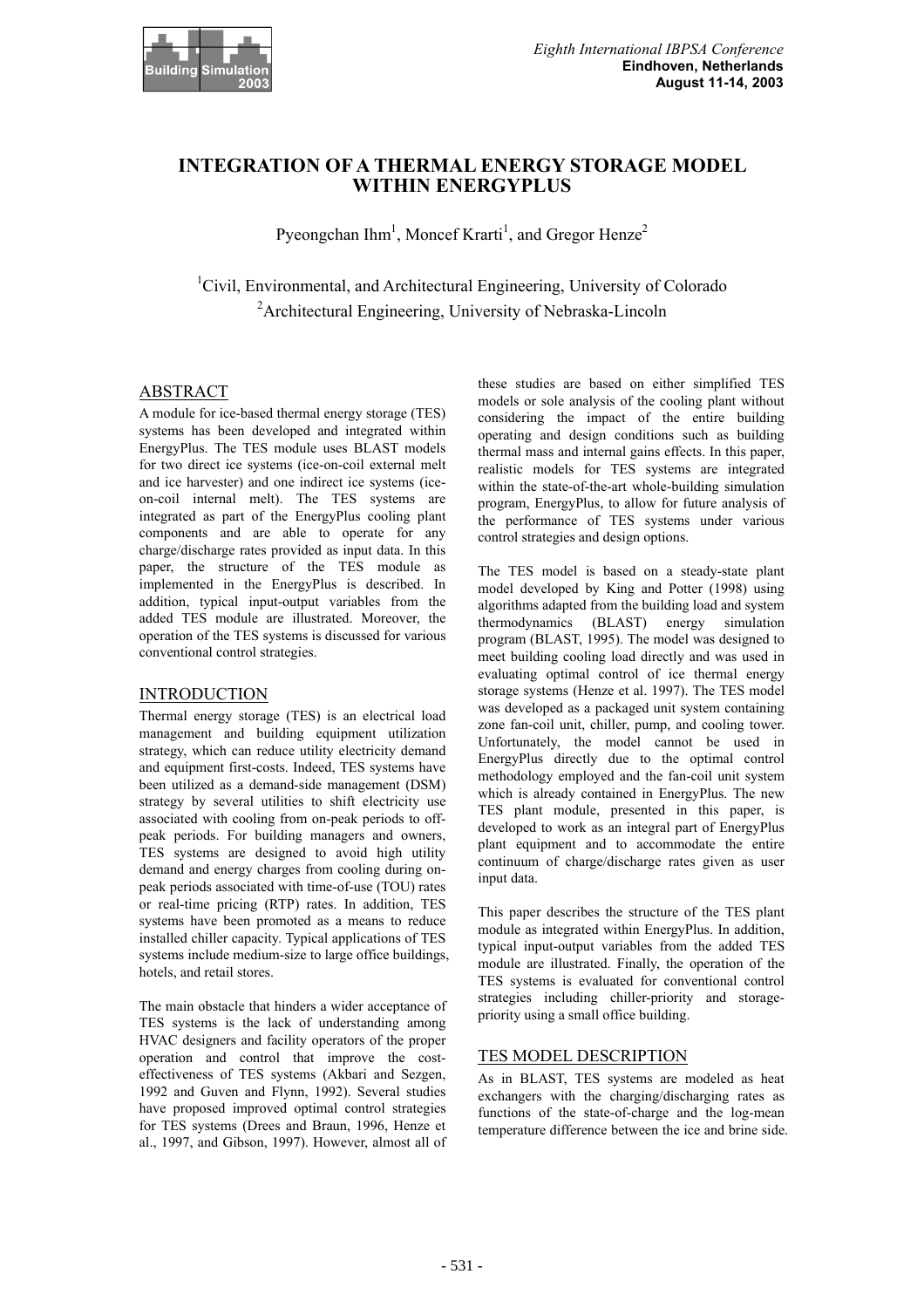# INTEGRATION OF A THERMAL ENERGY STORAGE MODEL WITHIN ENERGYPLUS

Pyeongchan Ihm[1], Moncef Krarti[1], and Gregor Henze[2]

[1]Civil, Environmental, and Architectural Engineering, University of Colorado
[2]Architectural Engineering, University of Nebraska-Lincoln

## ABSTRACT

A module for ice-based thermal energy storage (TES) systems has been developed and integrated within EnergyPlus. The TES module uses BLAST models for two direct ice systems (ice-on-coil external melt and ice harvester) and one indirect ice systems (ice-on-coil internal melt). The TES systems are integrated as part of the EnergyPlus cooling plant components and are able to operate for any charge/discharge rates provided as input data. In this paper, the structure of the TES module as implemented in the EnergyPlus is described. In addition, typical input-output variables from the added TES module are illustrated. Moreover, the operation of the TES systems is discussed for various conventional control strategies.

## INTRODUCTION

Thermal energy storage (TES) is an electrical load management and building equipment utilization strategy, which can reduce utility electricity demand and equipment first-costs. Indeed, TES systems have been utilized as a demand-side management (DSM) strategy by several utilities to shift electricity use associated with cooling from on-peak periods to off-peak periods. For building managers and owners, TES systems are designed to avoid high utility demand and energy charges from cooling during on-peak periods associated with time-of-use (TOU) rates or real-time pricing (RTP) rates. In addition, TES systems have been promoted as a means to reduce installed chiller capacity. Typical applications of TES systems include medium-size to large office buildings, hotels, and retail stores.

The main obstacle that hinders a wider acceptance of TES systems is the lack of understanding among HVAC designers and facility operators of the proper operation and control that improve the cost-effectiveness of TES systems (Akbari and Sezgen, 1992 and Guven and Flynn, 1992). Several studies have proposed improved optimal control strategies for TES systems (Drees and Braun, 1996, Henze et al., 1997, and Gibson, 1997). However, almost all of these studies are based on either simplified TES models or sole analysis of the cooling plant without considering the impact of the entire building operating and design conditions such as building thermal mass and internal gains effects. In this paper, realistic models for TES systems are integrated within the state-of-the-art whole-building simulation program, EnergyPlus, to allow for future analysis of the performance of TES systems under various control strategies and design options.

The TES model is based on a steady-state plant model developed by King and Potter (1998) using algorithms adapted from the building load and system thermodynamics (BLAST) energy simulation program (BLAST, 1995). The model was designed to meet building cooling load directly and was used in evaluating optimal control of ice thermal energy storage systems (Henze et al. 1997). The TES model was developed as a packaged unit system containing zone fan-coil unit, chiller, pump, and cooling tower. Unfortunately, the model cannot be used in EnergyPlus directly due to the optimal control methodology employed and the fan-coil unit system which is already contained in EnergyPlus. The new TES plant module, presented in this paper, is developed to work as an integral part of EnergyPlus plant equipment and to accommodate the entire continuum of charge/discharge rates given as user input data.

This paper describes the structure of the TES plant module as integrated within EnergyPlus. In addition, typical input-output variables from the added TES module are illustrated. Finally, the operation of the TES systems is evaluated for conventional control strategies including chiller-priority and storage-priority using a small office building.

## TES MODEL DESCRIPTION

As in BLAST, TES systems are modeled as heat exchangers with the charging/discharging rates as functions of the state-of-charge and the log-mean temperature difference between the ice and brine side.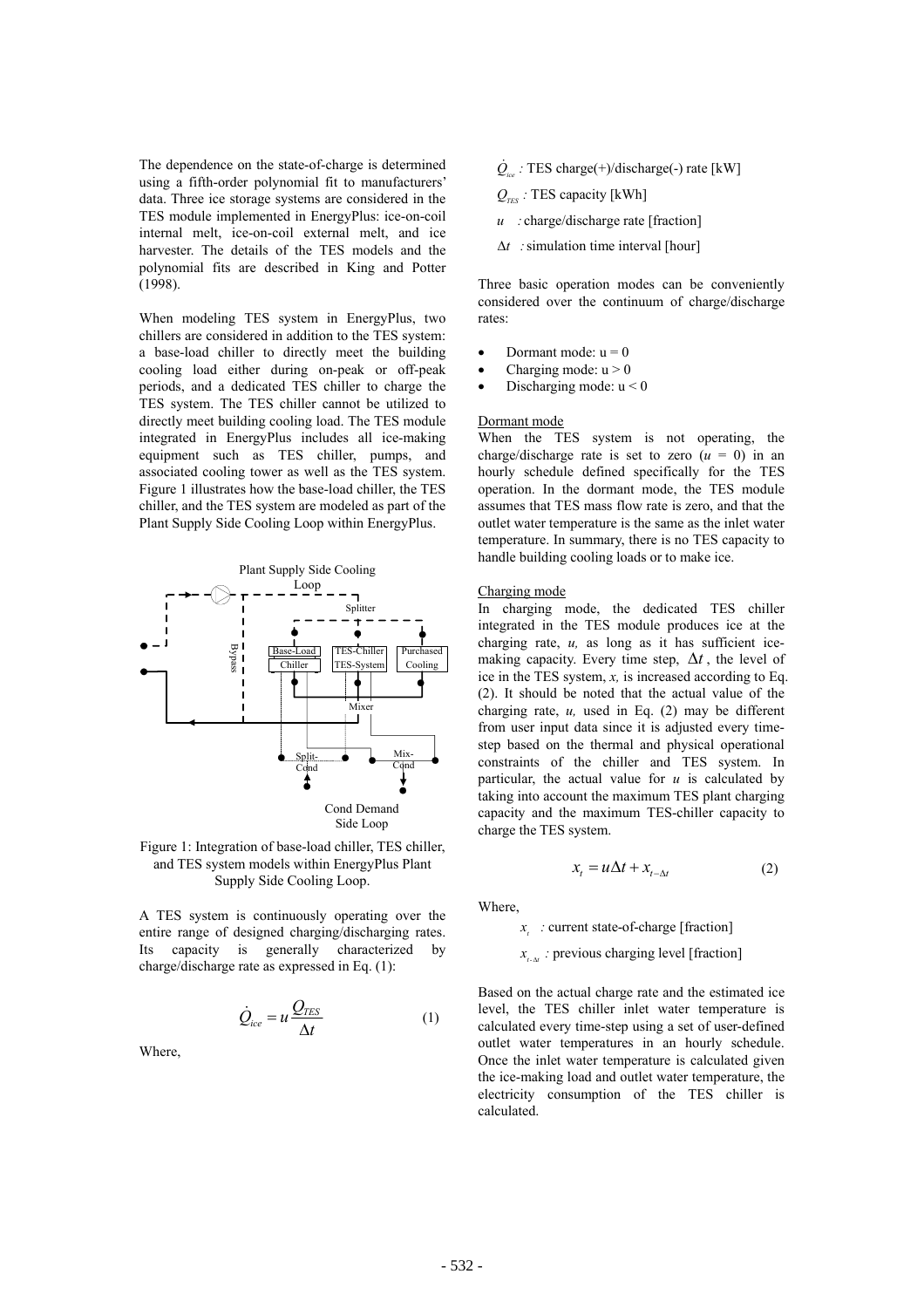The dependence on the state-of-charge is determined using a fifth-order polynomial fit to manufacturers' data. Three ice storage systems are considered in the TES module implemented in EnergyPlus: ice-on-coil internal melt, ice-on-coil external melt, and ice harvester. The details of the TES models and the polynomial fits are described in King and Potter (1998).

When modeling TES system in EnergyPlus, two chillers are considered in addition to the TES system: a base-load chiller to directly meet the building cooling load either during on-peak or off-peak periods, and a dedicated TES chiller to charge the TES system. The TES chiller cannot be utilized to directly meet building cooling load. The TES module integrated in EnergyPlus includes all ice-making equipment such as TES chiller, pumps, and associated cooling tower as well as the TES system. Figure 1 illustrates how the base-load chiller, the TES chiller, and the TES system are modeled as part of the Plant Supply Side Cooling Loop within EnergyPlus.

Figure 1: Integration of base-load chiller, TES chiller, and TES system models within EnergyPlus Plant Supply Side Cooling Loop.

A TES system is continuously operating over the entire range of designed charging/discharging rates. Its capacity is generally characterized by charge/discharge rate as expressed in Eq. (1):

$$\dot{Q}_{ice} = u \frac{Q_{TES}}{\Delta t} \tag{1}$$

Where,

$\dot{Q}_{ice}$ : TES charge(+)/discharge(-) rate [kW]

$Q_{TES}$ : TES capacity [kWh]

$u$ : charge/discharge rate [fraction]

$\Delta t$ : simulation time interval [hour]

Three basic operation modes can be conveniently considered over the continuum of charge/discharge rates:

- Dormant mode: $u = 0$
- Charging mode: $u > 0$
- Discharging mode: $u < 0$

Dormant mode

When the TES system is not operating, the charge/discharge rate is set to zero ($u$ = 0) in an hourly schedule defined specifically for the TES operation. In the dormant mode, the TES module assumes that TES mass flow rate is zero, and that the outlet water temperature is the same as the inlet water temperature. In summary, there is no TES capacity to handle building cooling loads or to make ice.

Charging mode

In charging mode, the dedicated TES chiller integrated in the TES module produces ice at the charging rate, $u$, as long as it has sufficient ice-making capacity. Every time step, $\Delta t$, the level of ice in the TES system, $x$, is increased according to Eq. (2). It should be noted that the actual value of the charging rate, $u$, used in Eq. (2) may be different from user input data since it is adjusted every time-step based on the thermal and physical operational constraints of the chiller and TES system. In particular, the actual value for $u$ is calculated by taking into account the maximum TES plant charging capacity and the maximum TES-chiller capacity to charge the TES system.

$$x_t = u\Delta t + x_{t-\Delta t} \tag{2}$$

Where,

$x_t$ : current state-of-charge [fraction]

$x_{t-\Delta t}$ : previous charging level [fraction]

Based on the actual charge rate and the estimated ice level, the TES chiller inlet water temperature is calculated every time-step using a set of user-defined outlet water temperatures in an hourly schedule. Once the inlet water temperature is calculated given the ice-making load and outlet water temperature, the electricity consumption of the TES chiller is calculated.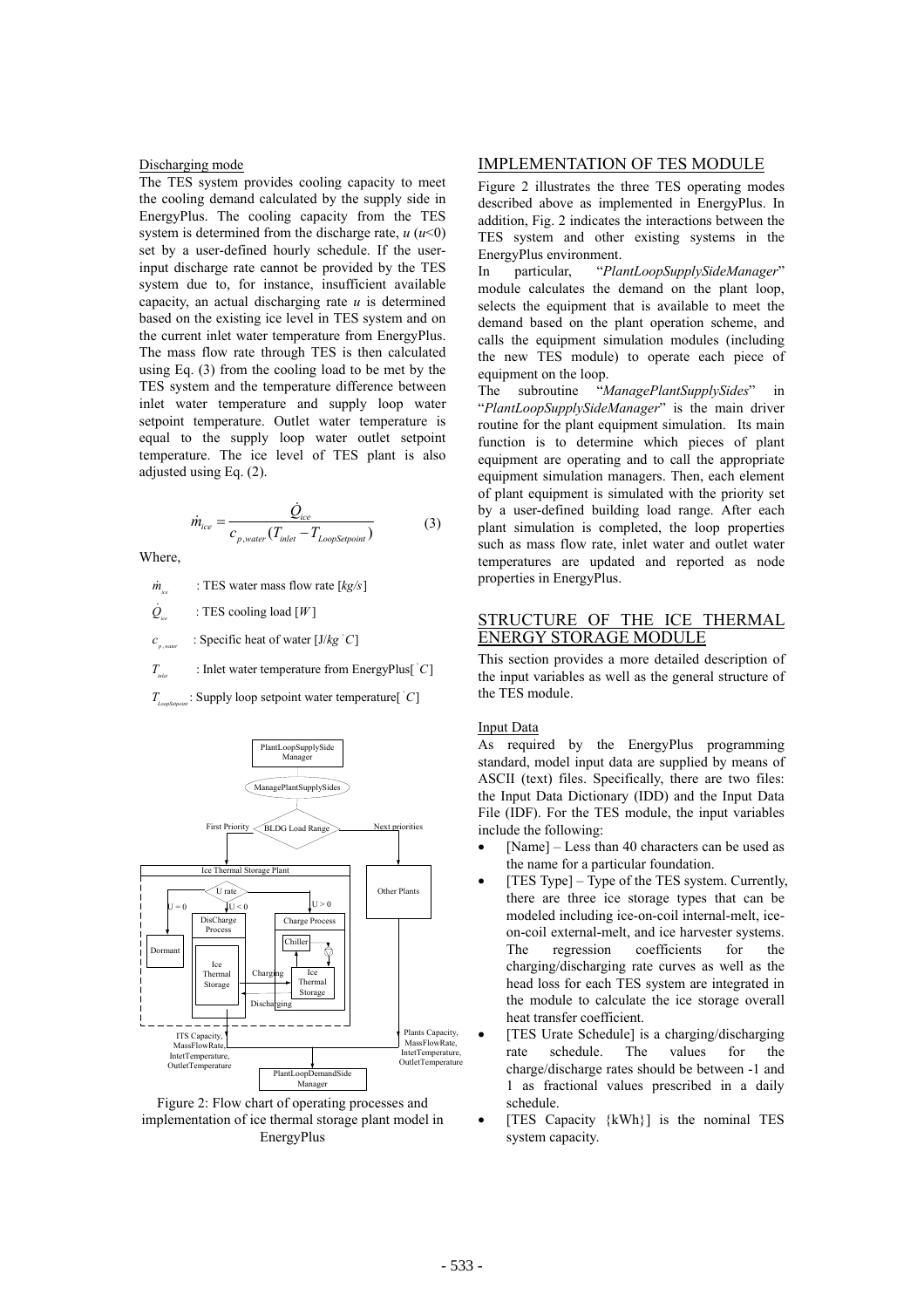Discharging mode

The TES system provides cooling capacity to meet the cooling demand calculated by the supply side in EnergyPlus. The cooling capacity from the TES system is determined from the discharge rate, $u$ ($u$<0) set by a user-defined hourly schedule. If the user-input discharge rate cannot be provided by the TES system due to, for instance, insufficient available capacity, an actual discharging rate $u$ is determined based on the existing ice level in TES system and on the current inlet water temperature from EnergyPlus. The mass flow rate through TES is then calculated using Eq. (3) from the cooling load to be met by the TES system and the temperature difference between inlet water temperature and supply loop water setpoint temperature. Outlet water temperature is equal to the supply loop water outlet setpoint temperature. The ice level of TES plant is also adjusted using Eq. (2).

$$\dot{m}_{ice} = \frac{\dot{Q}_{ice}}{c_{p,water}(T_{inlet} - T_{LoopSetpoint})} \quad (3)$$

Where,

$\dot{m}_{ice}$ : TES water mass flow rate [$kg/s$]

$\dot{Q}_{ice}$ : TES cooling load [$W$]

$c_{p,water}$ : Specific heat of water [J/$kg\,^{\circ}C$]

$T_{inlet}$ : Inlet water temperature from EnergyPlus[$^{\circ}C$]

$T_{LoopSetpoint}$: Supply loop setpoint water temperature[$^{\circ}C$]

Figure 2: Flow chart of operating processes and implementation of ice thermal storage plant model in EnergyPlus

## IMPLEMENTATION OF TES MODULE

Figure 2 illustrates the three TES operating modes described above as implemented in EnergyPlus. In addition, Fig. 2 indicates the interactions between the TES system and other existing systems in the EnergyPlus environment.

In particular, "*PlantLoopSupplySideManager*" module calculates the demand on the plant loop, selects the equipment that is available to meet the demand based on the plant operation scheme, and calls the equipment simulation modules (including the new TES module) to operate each piece of equipment on the loop.

The subroutine "*ManagePlantSupplySides*" in "*PlantLoopSupplySideManager*" is the main driver routine for the plant equipment simulation. Its main function is to determine which pieces of plant equipment are operating and to call the appropriate equipment simulation managers. Then, each element of plant equipment is simulated with the priority set by a user-defined building load range. After each plant simulation is completed, the loop properties such as mass flow rate, inlet water and outlet water temperatures are updated and reported as node properties in EnergyPlus.

## STRUCTURE OF THE ICE THERMAL ENERGY STORAGE MODULE

This section provides a more detailed description of the input variables as well as the general structure of the TES module.

Input Data

As required by the EnergyPlus programming standard, model input data are supplied by means of ASCII (text) files. Specifically, there are two files: the Input Data Dictionary (IDD) and the Input Data File (IDF). For the TES module, the input variables include the following:

- [Name] – Less than 40 characters can be used as the name for a particular foundation.
- [TES Type] – Type of the TES system. Currently, there are three ice storage types that can be modeled including ice-on-coil internal-melt, ice-on-coil external-melt, and ice harvester systems. The regression coefficients for the charging/discharging rate curves as well as the head loss for each TES system are integrated in the module to calculate the ice storage overall heat transfer coefficient.
- [TES Urate Schedule] is a charging/discharging rate schedule. The values for the charge/discharge rates should be between -1 and 1 as fractional values prescribed in a daily schedule.
- [TES Capacity {kWh}] is the nominal TES system capacity.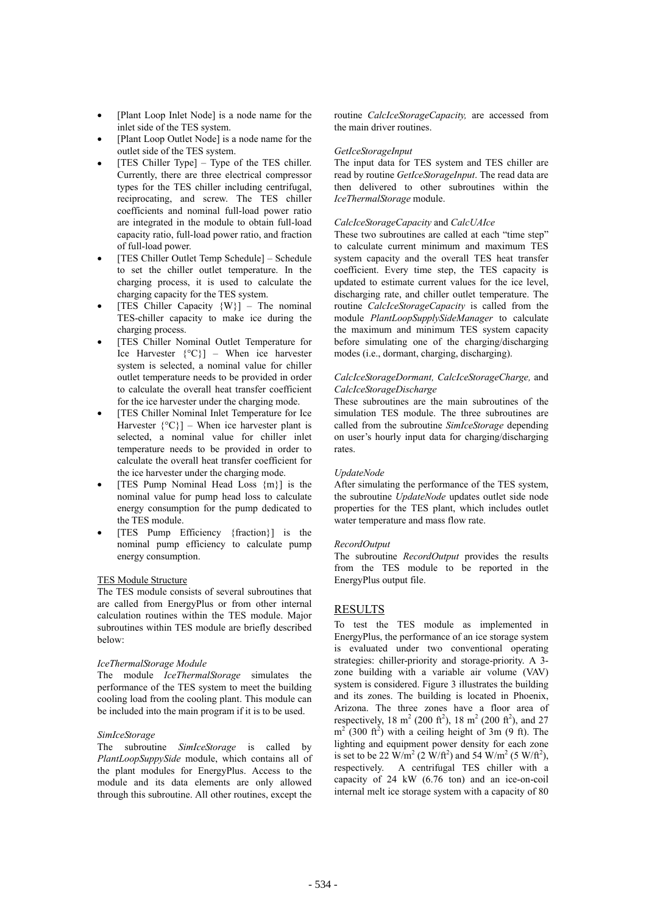- [Plant Loop Inlet Node] is a node name for the inlet side of the TES system.
- [Plant Loop Outlet Node] is a node name for the outlet side of the TES system.
- [TES Chiller Type] – Type of the TES chiller. Currently, there are three electrical compressor types for the TES chiller including centrifugal, reciprocating, and screw. The TES chiller coefficients and nominal full-load power ratio are integrated in the module to obtain full-load capacity ratio, full-load power ratio, and fraction of full-load power.
- [TES Chiller Outlet Temp Schedule] – Schedule to set the chiller outlet temperature. In the charging process, it is used to calculate the charging capacity for the TES system.
- [TES Chiller Capacity {W}] – The nominal TES-chiller capacity to make ice during the charging process.
- [TES Chiller Nominal Outlet Temperature for Ice Harvester {°C}] – When ice harvester system is selected, a nominal value for chiller outlet temperature needs to be provided in order to calculate the overall heat transfer coefficient for the ice harvester under the charging mode.
- [TES Chiller Nominal Inlet Temperature for Ice Harvester {°C}] – When ice harvester plant is selected, a nominal value for chiller inlet temperature needs to be provided in order to calculate the overall heat transfer coefficient for the ice harvester under the charging mode.
- [TES Pump Nominal Head Loss {m}] is the nominal value for pump head loss to calculate energy consumption for the pump dedicated to the TES module.
- [TES Pump Efficiency {fraction}] is the nominal pump efficiency to calculate pump energy consumption.

TES Module Structure

The TES module consists of several subroutines that are called from EnergyPlus or from other internal calculation routines within the TES module. Major subroutines within TES module are briefly described below:

*IceThermalStorage Module*

The module *IceThermalStorage* simulates the performance of the TES system to meet the building cooling load from the cooling plant. This module can be included into the main program if it is to be used.

*SimIceStorage*

The subroutine *SimIceStorage* is called by *PlantLoopSuppySide* module, which contains all of the plant modules for EnergyPlus. Access to the module and its data elements are only allowed through this subroutine. All other routines, except the routine *CalcIceStorageCapacity,* are accessed from the main driver routines.

*GetIceStorageInput*

The input data for TES system and TES chiller are read by routine *GetIceStorageInput*. The read data are then delivered to other subroutines within the *IceThermalStorage* module.

*CalcIceStorageCapacity* and *CalcUAIce*

These two subroutines are called at each "time step" to calculate current minimum and maximum TES system capacity and the overall TES heat transfer coefficient. Every time step, the TES capacity is updated to estimate current values for the ice level, discharging rate, and chiller outlet temperature. The routine *CalcIceStorageCapacity* is called from the module *PlantLoopSupplySideManager* to calculate the maximum and minimum TES system capacity before simulating one of the charging/discharging modes (i.e., dormant, charging, discharging).

*CalcIceStorageDormant, CalcIceStorageCharge,* and *CalcIceStorageDischarge*

These subroutines are the main subroutines of the simulation TES module. The three subroutines are called from the subroutine *SimIceStorage* depending on user's hourly input data for charging/discharging rates.

*UpdateNode*

After simulating the performance of the TES system, the subroutine *UpdateNode* updates outlet side node properties for the TES plant, which includes outlet water temperature and mass flow rate.

*RecordOutput*

The subroutine *RecordOutput* provides the results from the TES module to be reported in the EnergyPlus output file.

## RESULTS

To test the TES module as implemented in EnergyPlus, the performance of an ice storage system is evaluated under two conventional operating strategies: chiller-priority and storage-priority. A 3-zone building with a variable air volume (VAV) system is considered. Figure 3 illustrates the building and its zones. The building is located in Phoenix, Arizona. The three zones have a floor area of respectively, 18 $m^2$ (200 $ft^2$), 18 $m^2$ (200 $ft^2$), and 27 $m^2$ (300 $ft^2$) with a ceiling height of 3m (9 ft). The lighting and equipment power density for each zone is set to be 22 $W/m^2$ (2 $W/ft^2$) and 54 $W/m^2$ (5 $W/ft^2$), respectively. A centrifugal TES chiller with a capacity of 24 kW (6.76 ton) and an ice-on-coil internal melt ice storage system with a capacity of 80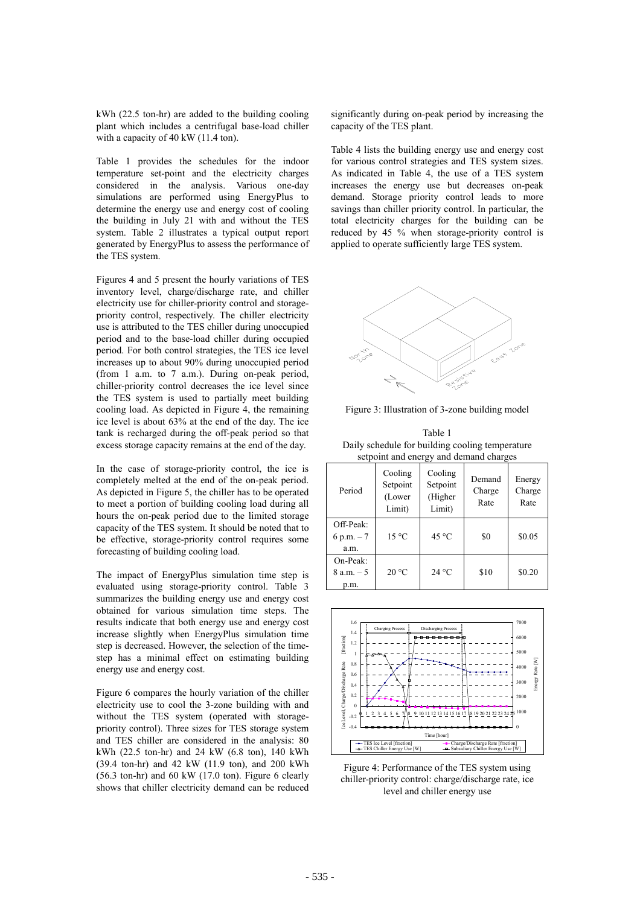kWh (22.5 ton-hr) are added to the building cooling plant which includes a centrifugal base-load chiller with a capacity of 40 kW (11.4 ton).

Table 1 provides the schedules for the indoor temperature set-point and the electricity charges considered in the analysis. Various one-day simulations are performed using EnergyPlus to determine the energy use and energy cost of cooling the building in July 21 with and without the TES system. Table 2 illustrates a typical output report generated by EnergyPlus to assess the performance of the TES system.

Figures 4 and 5 present the hourly variations of TES inventory level, charge/discharge rate, and chiller electricity use for chiller-priority control and storage-priority control, respectively. The chiller electricity use is attributed to the TES chiller during unoccupied period and to the base-load chiller during occupied period. For both control strategies, the TES ice level increases up to about 90% during unoccupied period (from 1 a.m. to 7 a.m.). During on-peak period, chiller-priority control decreases the ice level since the TES system is used to partially meet building cooling load. As depicted in Figure 4, the remaining ice level is about 63% at the end of the day. The ice tank is recharged during the off-peak period so that excess storage capacity remains at the end of the day.

In the case of storage-priority control, the ice is completely melted at the end of the on-peak period. As depicted in Figure 5, the chiller has to be operated to meet a portion of building cooling load during all hours the on-peak period due to the limited storage capacity of the TES system. It should be noted that to be effective, storage-priority control requires some forecasting of building cooling load.

The impact of EnergyPlus simulation time step is evaluated using storage-priority control. Table 3 summarizes the building energy use and energy cost obtained for various simulation time steps. The results indicate that both energy use and energy cost increase slightly when EnergyPlus simulation time step is decreased. However, the selection of the time-step has a minimal effect on estimating building energy use and energy cost.

Figure 6 compares the hourly variation of the chiller electricity use to cool the 3-zone building with and without the TES system (operated with storage-priority control). Three sizes for TES storage system and TES chiller are considered in the analysis: 80 kWh (22.5 ton-hr) and 24 kW (6.8 ton), 140 kWh (39.4 ton-hr) and 42 kW (11.9 ton), and 200 kWh (56.3 ton-hr) and 60 kW (17.0 ton). Figure 6 clearly shows that chiller electricity demand can be reduced significantly during on-peak period by increasing the capacity of the TES plant.

Table 4 lists the building energy use and energy cost for various control strategies and TES system sizes. As indicated in Table 4, the use of a TES system increases the energy use but decreases on-peak demand. Storage priority control leads to more savings than chiller priority control. In particular, the total electricity charges for the building can be reduced by 45 % when storage-priority control is applied to operate sufficiently large TES system.

Figure 3: Illustration of 3-zone building model

Table 1
Daily schedule for building cooling temperature setpoint and energy and demand charges

| Period | Cooling Setpoint (Lower Limit) | Cooling Setpoint (Higher Limit) | Demand Charge Rate | Energy Charge Rate |
|---|---|---|---|---|
| Off-Peak: 6 p.m. – 7 a.m. | 15 °C | 45 °C | $0 | $0.05 |
| On-Peak: 8 a.m. – 5 p.m. | 20 °C | 24 °C | $10 | $0.20 |

Figure 4: Performance of the TES system using chiller-priority control: charge/discharge rate, ice level and chiller energy use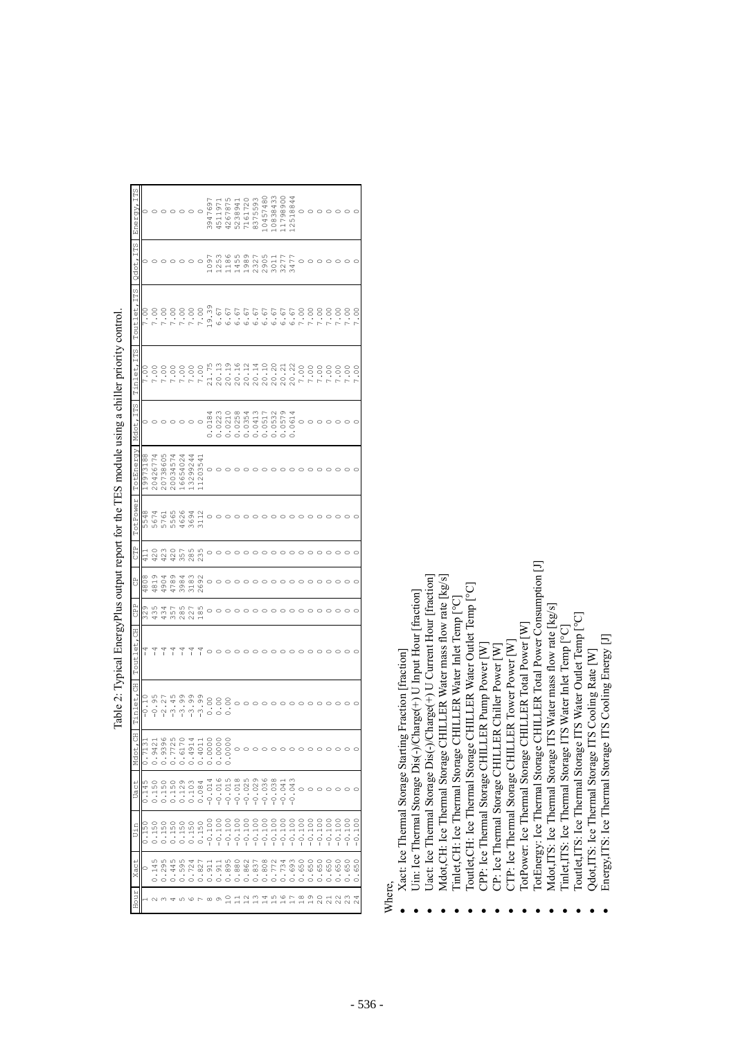Table 2: Typical EnergyPlus output report for the TES module using a chiller priority control.

| Hour | Xact | Uin | Uact | Mdot,CH | Tinlet,CH | Toutlet,CH | CPP | CP | CTP | TotPower | TotEnergy | Mdot,ITS | Tinlet,ITS | Toutlet,ITS | Qdot,ITS | Energy,ITS |
|---|---|---|---|---|---|---|---|---|---|---|---|---|---|---|---|---|
| 1 | 0 | 0.150 | 0.145 | 0.7131 | -0.10 | -4 | 329 | 4808 | 411 | 5548 | 19973188 | 0 | 7.00 | 7.00 | 0 | 0 |
| 2 | 0.145 | 0.150 | 0.150 | 0.9421 | -0.95 | -4 | 435 | 4819 | 420 | 5674 | 20426774 | 0 | 7.00 | 7.00 | 0 | 0 |
| 3 | 0.295 | 0.150 | 0.150 | 0.9396 | -2.27 | -4 | 434 | 4904 | 423 | 5761 | 20738605 | 0 | 7.00 | 7.00 | 0 | 0 |
| 4 | 0.445 | 0.150 | 0.150 | 0.7725 | -3.45 | -4 | 357 | 4789 | 420 | 5565 | 20034574 | 0 | 7.00 | 7.00 | 0 | 0 |
| 5 | 0.595 | 0.150 | 0.129 | 0.6170 | -3.99 | -4 | 285 | 3984 | 357 | 4626 | 16654024 | 0 | 7.00 | 7.00 | 0 | 0 |
| 6 | 0.724 | 0.150 | 0.103 | 0.4914 | -3.99 | -4 | 227 | 3183 | 285 | 3694 | 13299244 | 0 | 7.00 | 7.00 | 0 | 0 |
| 7 | 0.827 | 0.150 | 0.084 | 0.4011 | -3.99 | -4 | 185 | 2692 | 235 | 3112 | 11203541 | 0 | 7.00 | 7.00 | 0 | 0 |
| 8 | 0.911 | -0.100 | -0.014 | 0.0000 | 0.00 | 0 | 0 | 0 | 0 | 0 | 0 | 0.0184 | 21.75 | 19.39 | 1097 | 3947697 |
| 9 | 0.911 | -0.100 | -0.016 | 0.0000 | 0.00 | 0 | 0 | 0 | 0 | 0 | 0 | 0.0223 | 20.13 | 6.67 | 1253 | 4511971 |
| 10 | 0.895 | -0.100 | -0.015 | 0.0000 | 0.00 | 0 | 0 | 0 | 0 | 0 | 0 | 0.0210 | 20.19 | 6.67 | 1186 | 4267875 |
| 11 | 0.880 | -0.100 | -0.018 | 0 | 0 | 0 | 0 | 0 | 0 | 0 | 0 | 0.0258 | 20.16 | 6.67 | 1455 | 5238941 |
| 12 | 0.862 | -0.100 | -0.025 | 0 | 0 | 0 | 0 | 0 | 0 | 0 | 0 | 0.0354 | 20.12 | 6.67 | 1989 | 7161720 |
| 13 | 0.837 | -0.100 | -0.029 | 0 | 0 | 0 | 0 | 0 | 0 | 0 | 0 | 0.0413 | 20.14 | 6.67 | 2327 | 8375593 |
| 14 | 0.808 | -0.100 | -0.036 | 0 | 0 | 0 | 0 | 0 | 0 | 0 | 0 | 0.0517 | 20.10 | 6.67 | 2905 | 10457480 |
| 15 | 0.772 | -0.100 | -0.038 | 0 | 0 | 0 | 0 | 0 | 0 | 0 | 0 | 0.0532 | 20.20 | 6.67 | 3011 | 10838433 |
| 16 | 0.734 | -0.100 | -0.041 | 0 | 0 | 0 | 0 | 0 | 0 | 0 | 0 | 0.0579 | 20.21 | 6.67 | 3277 | 11798900 |
| 17 | 0.693 | -0.100 | -0.043 | 0 | 0 | 0 | 0 | 0 | 0 | 0 | 0 | 0.0614 | 20.22 | 6.67 | 3477 | 12518844 |
| 18 | 0.650 | -0.100 | 0 | 0 | 0 | 0 | 0 | 0 | 0 | 0 | 0 | 0 | 7.00 | 7.00 | 0 | 0 |
| 19 | 0.650 | -0.100 | 0 | 0 | 0 | 0 | 0 | 0 | 0 | 0 | 0 | 0 | 7.00 | 7.00 | 0 | 0 |
| 20 | 0.650 | -0.100 | 0 | 0 | 0 | 0 | 0 | 0 | 0 | 0 | 0 | 0 | 7.00 | 7.00 | 0 | 0 |
| 21 | 0.650 | -0.100 | 0 | 0 | 0 | 0 | 0 | 0 | 0 | 0 | 0 | 0 | 7.00 | 7.00 | 0 | 0 |
| 22 | 0.650 | -0.100 | 0 | 0 | 0 | 0 | 0 | 0 | 0 | 0 | 0 | 0 | 7.00 | 7.00 | 0 | 0 |
| 23 | 0.650 | -0.100 | 0 | 0 | 0 | 0 | 0 | 0 | 0 | 0 | 0 | 0 | 7.00 | 7.00 | 0 | 0 |
| 24 | 0.650 | -0.100 | 0 | 0 | 0 | 0 | 0 | 0 | 0 | 0 | 0 | 0 | 7.00 | 7.00 | 0 | 0 |

Where,

- Xact: Ice Thermal Storage Starting Fraction [fraction]
- Uin: Ice Thermal Storage Dis(-)/Charge(+) U Input Hour [fraction]
- Uact: Ice Thermal Storage Dis(-)/Charge(+) U Current Hour [fraction]
- Mdot,CH: Ice Thermal Storage CHILLER Water mass flow rate [kg/s]
- Tinlet,CH: Ice Thermal Storage CHILLER Water Inlet Temp [°C]
- Toutlet,CH: Ice Thermal Storage CHILLER Water Outlet Temp [°C]
- CPP: Ice Thermal Storage CHILLER Pump Power [W]
- CP: Ice Thermal Storage CHILLER Chiller Power [W]
- CTP: Ice Thermal Storage CHILLER Tower Power [W]
- TotPower: Ice Thermal Storage CHILLER Total Power [W]
- TotEnergy: Ice Thermal Storage CHILLER Total Power Consumption [J]
- Mdot,ITS: Ice Thermal Storage ITS Water mass flow rate [kg/s]
- Tinlet,ITS: Ice Thermal Storage ITS Water Inlet Temp [°C]
- Toutlet,ITS: Ice Thermal Storage ITS Water Outlet Temp [°C]
- Qdot,ITS: Ice Thermal Storage ITS Cooling Rate [W]
- Energy,ITS: Ice Thermal Storage ITS Cooling Energy [J]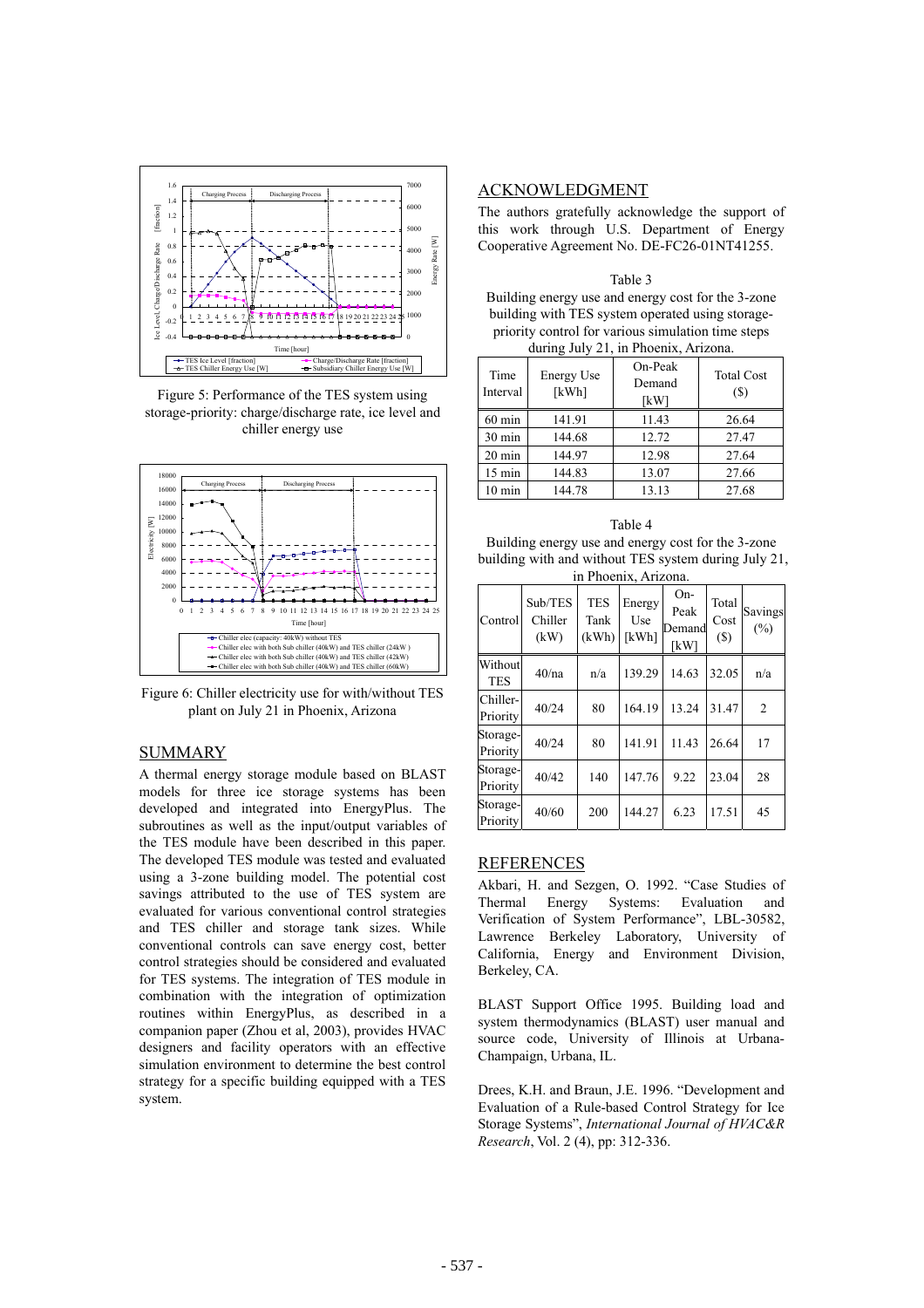Figure 5: Performance of the TES system using storage-priority: charge/discharge rate, ice level and chiller energy use

Figure 6: Chiller electricity use for with/without TES plant on July 21 in Phoenix, Arizona

## SUMMARY

A thermal energy storage module based on BLAST models for three ice storage systems has been developed and integrated into EnergyPlus. The subroutines as well as the input/output variables of the TES module have been described in this paper. The developed TES module was tested and evaluated using a 3-zone building model. The potential cost savings attributed to the use of TES system are evaluated for various conventional control strategies and TES chiller and storage tank sizes. While conventional controls can save energy cost, better control strategies should be considered and evaluated for TES systems. The integration of TES module in combination with the integration of optimization routines within EnergyPlus, as described in a companion paper (Zhou et al, 2003), provides HVAC designers and facility operators with an effective simulation environment to determine the best control strategy for a specific building equipped with a TES system.

## ACKNOWLEDGMENT

The authors gratefully acknowledge the support of this work through U.S. Department of Energy Cooperative Agreement No. DE-FC26-01NT41255.

Table 3

Building energy use and energy cost for the 3-zone building with TES system operated using storage-priority control for various simulation time steps during July 21, in Phoenix, Arizona.

| Time Interval | Energy Use [kWh] | On-Peak Demand [kW] | Total Cost ($) |
|---|---|---|---|
| 60 min | 141.91 | 11.43 | 26.64 |
| 30 min | 144.68 | 12.72 | 27.47 |
| 20 min | 144.97 | 12.98 | 27.64 |
| 15 min | 144.83 | 13.07 | 27.66 |
| 10 min | 144.78 | 13.13 | 27.68 |

Table 4

Building energy use and energy cost for the 3-zone building with and without TES system during July 21, in Phoenix, Arizona.

| Control | Sub/TES Chiller (kW) | TES Tank (kWh) | Energy Use [kWh] | On-Peak Demand [kW] | Total Cost ($) | Savings (%) |
|---|---|---|---|---|---|---|
| Without TES | 40/na | n/a | 139.29 | 14.63 | 32.05 | n/a |
| Chiller-Priority | 40/24 | 80 | 164.19 | 13.24 | 31.47 | 2 |
| Storage-Priority | 40/24 | 80 | 141.91 | 11.43 | 26.64 | 17 |
| Storage-Priority | 40/42 | 140 | 147.76 | 9.22 | 23.04 | 28 |
| Storage-Priority | 40/60 | 200 | 144.27 | 6.23 | 17.51 | 45 |

## REFERENCES

Akbari, H. and Sezgen, O. 1992. "Case Studies of Thermal Energy Systems: Evaluation and Verification of System Performance", LBL-30582, Lawrence Berkeley Laboratory, University of California, Energy and Environment Division, Berkeley, CA.

BLAST Support Office 1995. Building load and system thermodynamics (BLAST) user manual and source code, University of Illinois at Urbana-Champaign, Urbana, IL.

Drees, K.H. and Braun, J.E. 1996. "Development and Evaluation of a Rule-based Control Strategy for Ice Storage Systems", *International Journal of HVAC&R Research*, Vol. 2 (4), pp: 312-336.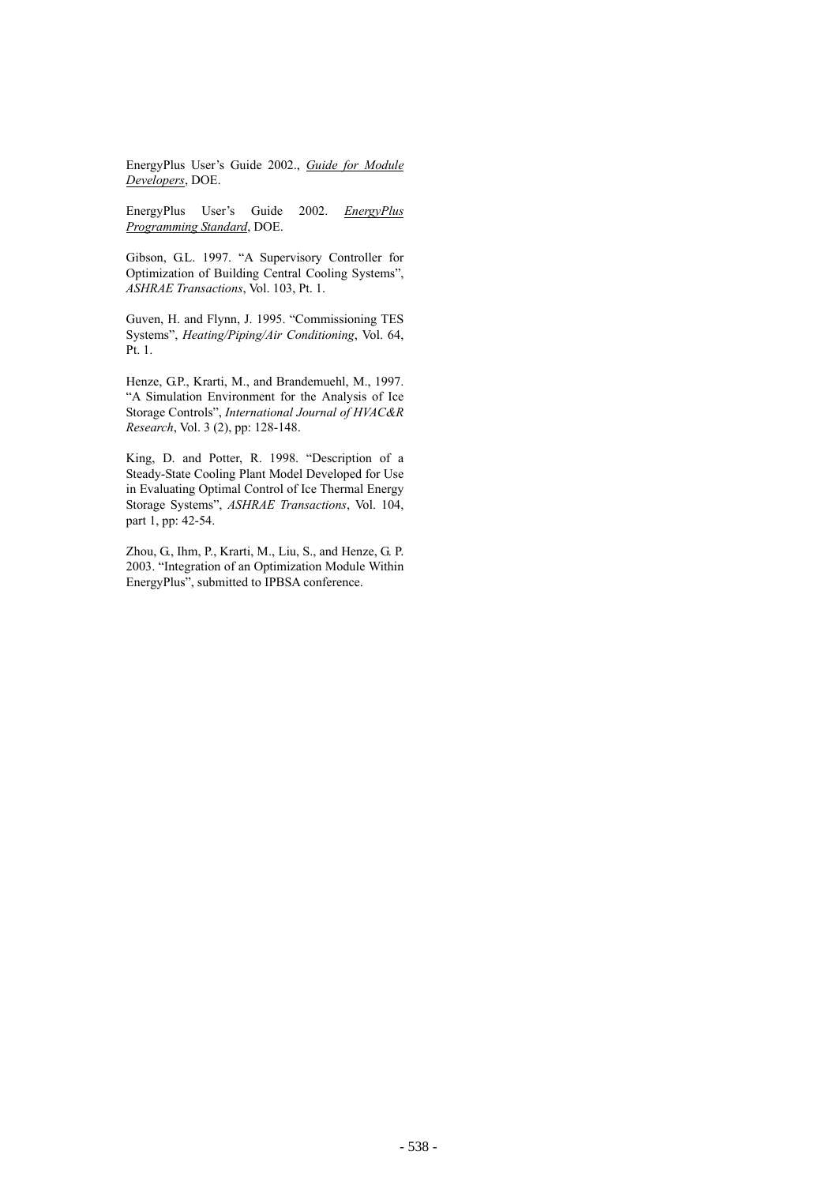EnergyPlus User's Guide 2002., *Guide for Module Developers*, DOE.

EnergyPlus User's Guide 2002. *EnergyPlus Programming Standard*, DOE.

Gibson, G.L. 1997. "A Supervisory Controller for Optimization of Building Central Cooling Systems", *ASHRAE Transactions*, Vol. 103, Pt. 1.

Guven, H. and Flynn, J. 1995. "Commissioning TES Systems", *Heating/Piping/Air Conditioning*, Vol. 64, Pt. 1.

Henze, G.P., Krarti, M., and Brandemuehl, M., 1997. "A Simulation Environment for the Analysis of Ice Storage Controls", *International Journal of HVAC&R Research*, Vol. 3 (2), pp: 128-148.

King, D. and Potter, R. 1998. "Description of a Steady-State Cooling Plant Model Developed for Use in Evaluating Optimal Control of Ice Thermal Energy Storage Systems", *ASHRAE Transactions*, Vol. 104, part 1, pp: 42-54.

Zhou, G., Ihm, P., Krarti, M., Liu, S., and Henze, G. P. 2003. "Integration of an Optimization Module Within EnergyPlus", submitted to IPBSA conference.